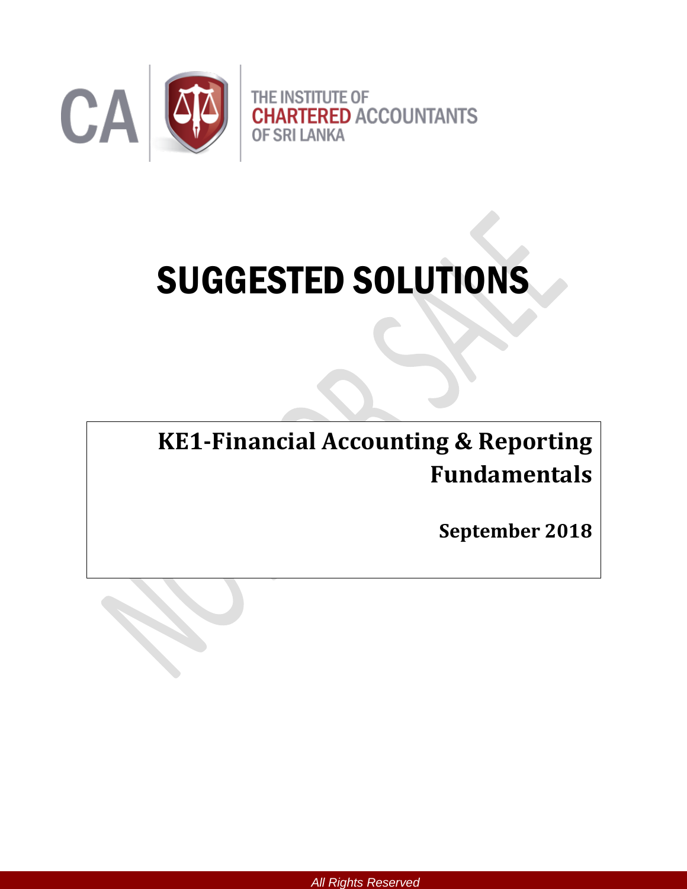THE INSTITUTE OF CHARTERED ACCOUNTANTS OF SRI LANKA

# SUGGESTED SOLUTIONS

## KE1-Financial Accounting & Reporting Fundamentals

**September 2018**

All Rights Reserved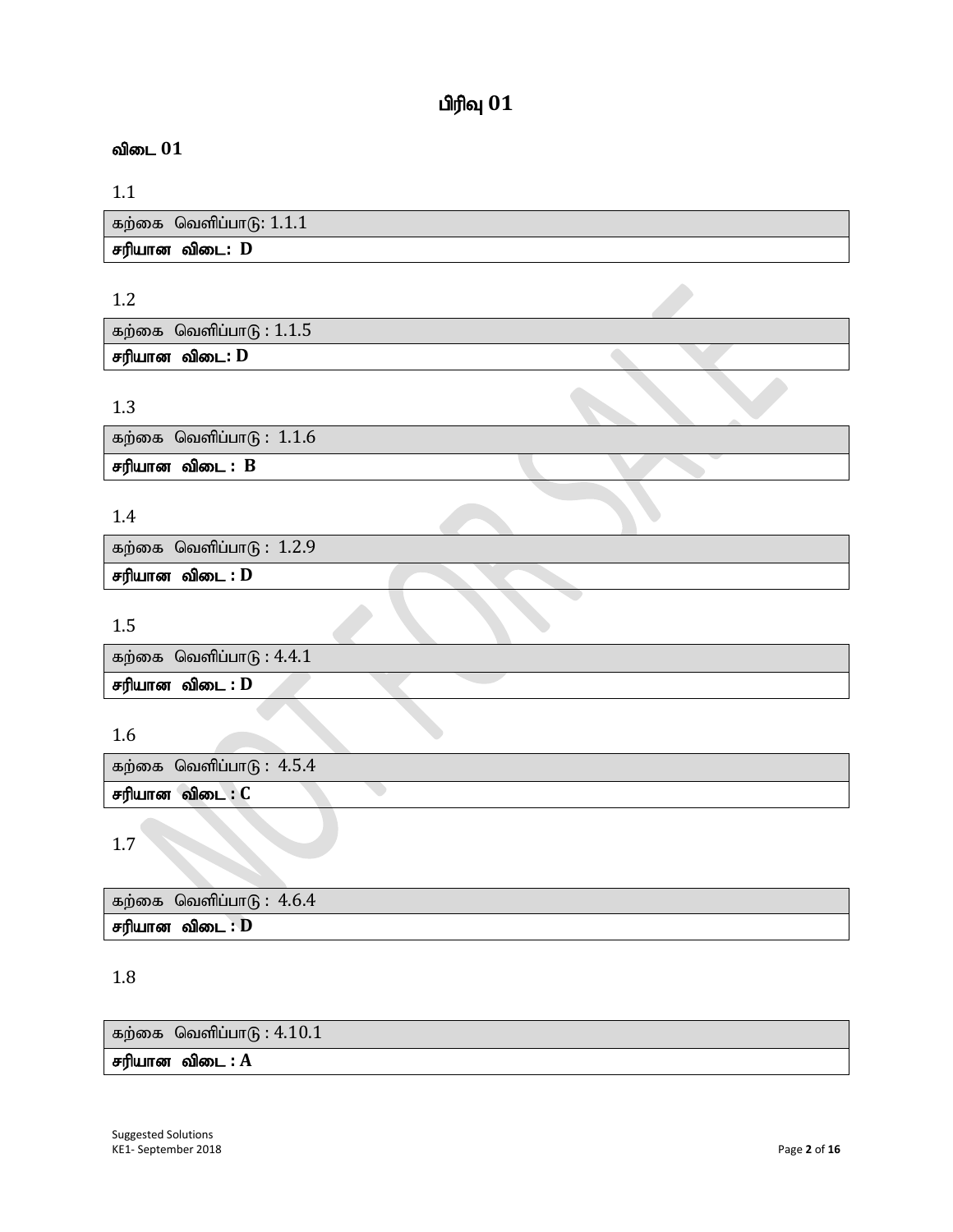# பிரிவு 01

## விடை 01

1.1

| கற்கை வெளிப்பாடு: 1.1.1 |
|---|
| **சரியான விடை: D** |

1.2

| கற்கை வெளிப்பாடு : 1.1.5 |
|---|
| **சரியான விடை: D** |

1.3

| கற்கை வெளிப்பாடு : 1.1.6 |
|---|
| **சரியான விடை : B** |

1.4

| கற்கை வெளிப்பாடு : 1.2.9 |
|---|
| **சரியான விடை : D** |

1.5

| கற்கை வெளிப்பாடு : 4.4.1 |
|---|
| **சரியான விடை : D** |

1.6

| கற்கை வெளிப்பாடு : 4.5.4 |
|---|
| **சரியான விடை : C** |

1.7

| கற்கை வெளிப்பாடு : 4.6.4 |
|---|
| **சரியான விடை : D** |

1.8

| கற்கை வெளிப்பாடு : 4.10.1 |
|---|
| **சரியான விடை : A** |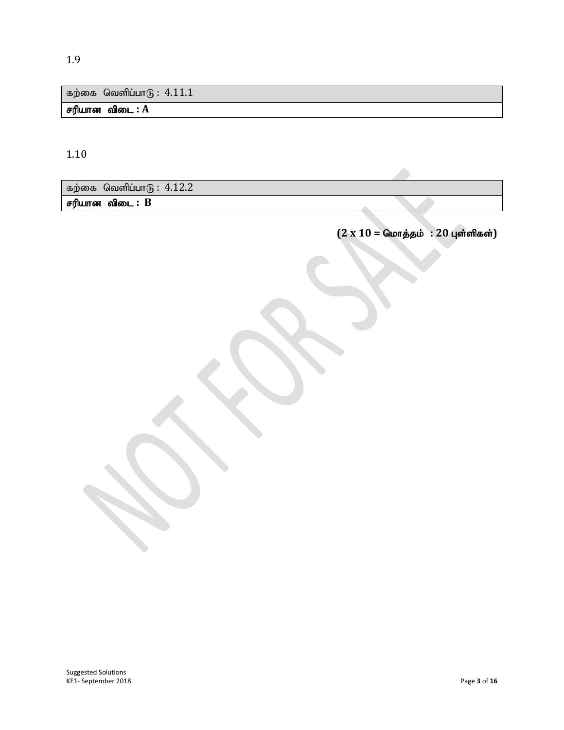1.9

| கற்கை வெளிப்பாடு : 4.11.1 |
|---|
| **சரியான விடை : A** |

1.10

| கற்கை வெளிப்பாடு : 4.12.2 |
|---|
| **சரியான விடை : B** |

**(2 x 10 = மொத்தம் : 20 புள்ளிகள்)**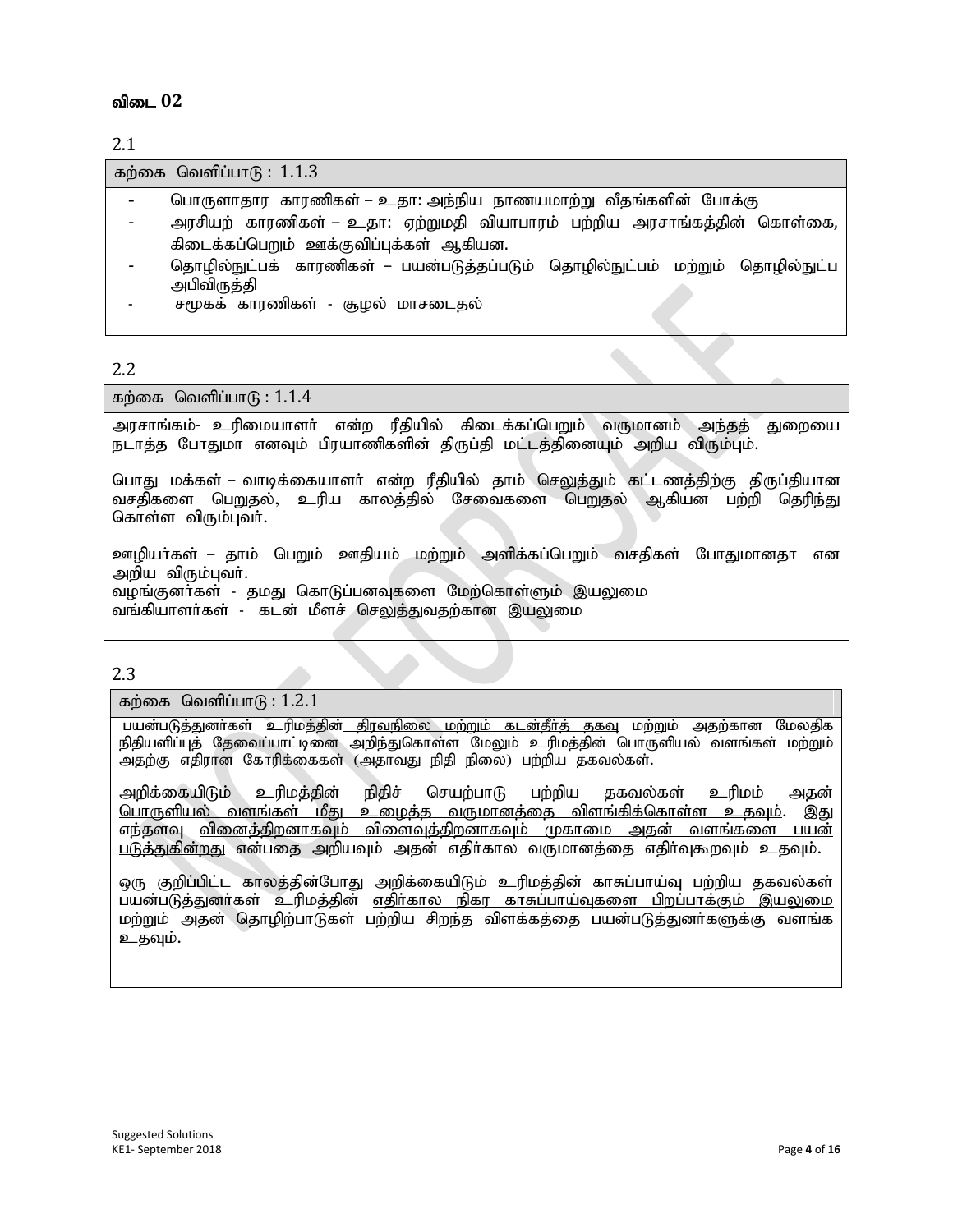**விடை 02**

2.1

| கற்கை வெளிப்பாடு : 1.1.3 |
|---|
| - பொருளாதார காரணிகள் – உதா: அந்நிய நாணயமாற்று வீதங்களின் போக்கு<br>- அரசியற் காரணிகள் – உதா: ஏற்றுமதி வியாபாரம் பற்றிய அரசாங்கத்தின் கொள்கை, கிடைக்கப்பெறும் ஊக்குவிப்புக்கள் ஆகியன.<br>- தொழில்நுட்பக் காரணிகள் – பயன்படுத்தப்படும் தொழில்நுட்பம் மற்றும் தொழில்நுட்ப அபிவிருத்தி<br>- சமூகக் காரணிகள் - சூழல் மாசடைதல் |

2.2

| கற்கை வெளிப்பாடு : 1.1.4 |
|---|
| அரசாங்கம்- உரிமையாளர் என்ற ரீதியில் கிடைக்கப்பெறும் வருமானம் அந்தத் துறையை நடாத்த போதுமா எனவும் பிரயாணிகளின் திருப்தி மட்டத்தினையும் அறிய விரும்பும்.<br><br>பொது மக்கள் – வாடிக்கையாளர் என்ற ரீதியில் தாம் செலுத்தும் கட்டணத்திற்கு திருப்தியான வசதிகளை பெறுதல், உரிய காலத்தில் சேவைகளை பெறுதல் ஆகியன பற்றி தெரிந்து கொள்ள விரும்புவர்.<br><br>ஊழியர்கள் – தாம் பெறும் ஊதியம் மற்றும் அளிக்கப்பெறும் வசதிகள் போதுமானதா என அறிய விரும்புவர்.<br>வழங்குனர்கள் - தமது கொடுப்பனவுகளை மேற்கொள்ளும் இயலுமை<br>வங்கியாளர்கள் - கடன் மீளச் செலுத்துவதற்கான இயலுமை |

2.3

| கற்கை வெளிப்பாடு : 1.2.1 |
|---|
| பயன்படுத்துனர்கள் உரிமத்தின் <u>திரவநிலை மற்றும் கடன்தீர்த் தகவு</u> மற்றும் அதற்கான மேலதிக நிதியளிப்புத் தேவைப்பாட்டினை அறிந்துகொள்ள மேலும் உரிமத்தின் பொருளியல் வளங்கள் மற்றும் அதற்கு எதிரான கோரிக்கைகள் (அதாவது நிதி நிலை) பற்றிய தகவல்கள்.<br><br>அறிக்கையிடும் உரிமத்தின் நிதிச் செயற்பாடு பற்றிய தகவல்கள் உரிமம் அதன் <u>பொருளியல் வளங்கள் மீது உழைத்த வருமானத்தை விளங்கிக்கொள்ள உதவும்</u>. இது எந்தளவு <u>வினைத்திறனாகவும் விளைவுத்திறனாகவும் முகாமை அதன் வளங்களை பயன் படுத்துகின்றது</u> என்பதை அறியவும் அதன் எதிர்கால வருமானத்தை எதிர்வுகூறவும் உதவும்.<br><br>ஒரு குறிப்பிட்ட காலத்தின்போது அறிக்கையிடும் உரிமத்தின் காசுப்பாய்வு பற்றிய தகவல்கள் பயன்படுத்துனர்கள் உரிமத்தின் <u>எதிர்கால நிகர காசுப்பாய்வுகளை பிறப்பாக்கும் இயலுமை</u> மற்றும் அதன் தொழிற்பாடுகள் பற்றிய சிறந்த விளக்கத்தை பயன்படுத்துனர்களுக்கு வளங்க உதவும். |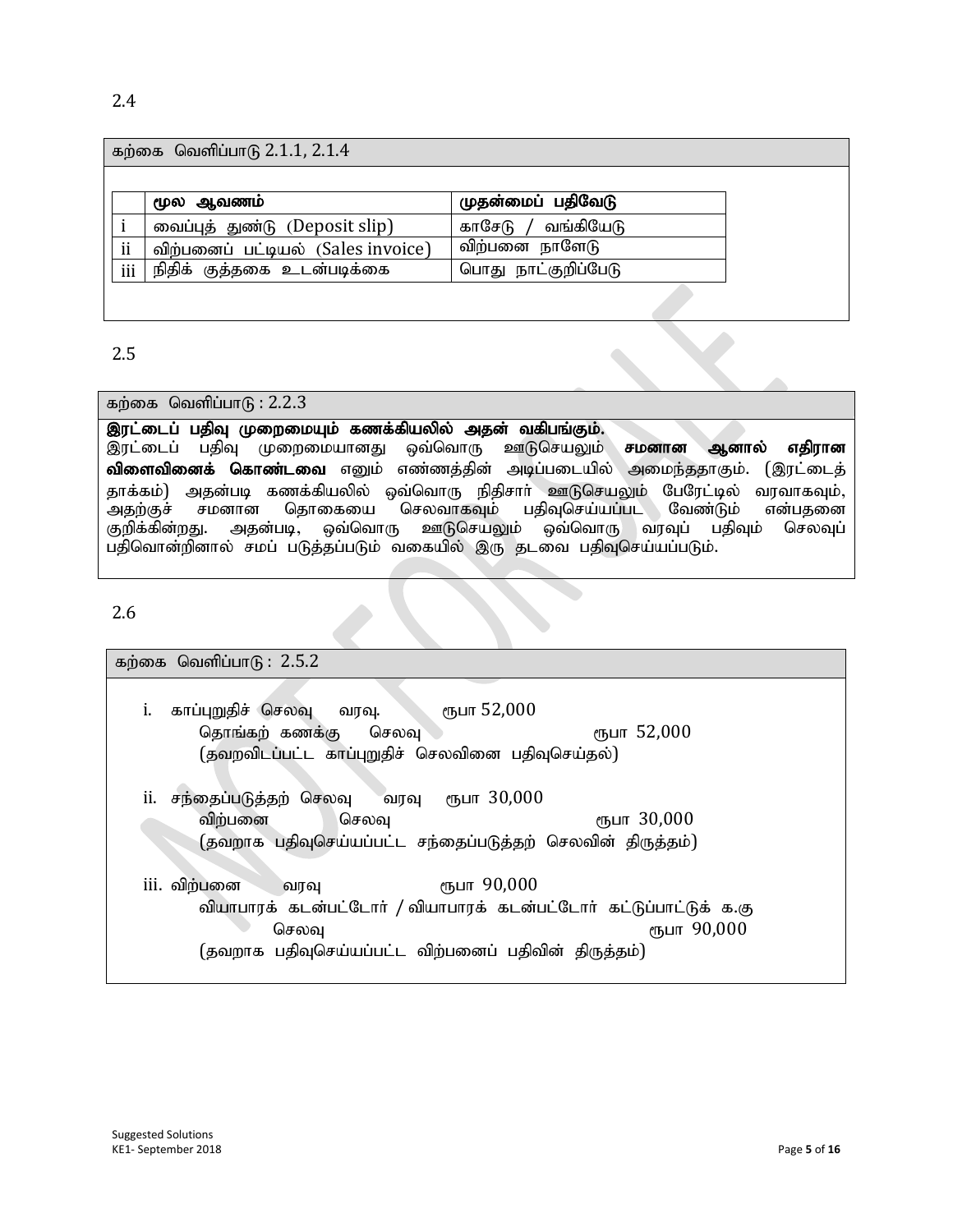2.4

கற்கை வெளிப்பாடு 2.1.1, 2.1.4

| | மூல ஆவணம் | முதன்மைப் பதிவேடு |
|---|---|---|
| i | வைப்புத் துண்டு (Deposit slip) | காசேடு / வங்கியேடு |
| ii | விற்பனைப் பட்டியல் (Sales invoice) | விற்பனை நாளேடு |
| iii | நிதிக் குத்தகை உடன்படிக்கை | பொது நாட்குறிப்பேடு |

2.5

கற்கை வெளிப்பாடு : 2.2.3

**இரட்டைப் பதிவு முறைமையும் கணக்கியலில் அதன் வகிபங்கும்.**
இரட்டைப் பதிவு முறைமையானது ஒவ்வொரு ஊடுசெயலும் **சமனான ஆனால் எதிரான விளைவினைக் கொண்டவை** எனும் எண்ணத்தின் அடிப்படையில் அமைந்ததாகும். (இரட்டைத் தாக்கம்) அதன்படி கணக்கியலில் ஒவ்வொரு நிதிசார் ஊடுசெயலும் பேரேட்டில் வரவாகவும், அதற்குச் சமனான தொகையை செலவாகவும் பதிவுசெய்யப்பட வேண்டும் என்பதனை குறிக்கின்றது. அதன்படி, ஒவ்வொரு ஊடுசெயலும் ஒவ்வொரு வரவுப் பதிவும் செலவுப் பதிவொன்றினால் சமப் படுத்தப்படும் வகையில் இரு தடவை பதிவுசெய்யப்படும்.

2.6

கற்கை வெளிப்பாடு : 2.5.2

i. காப்புறுதிச் செலவு வரவு. ரூபா 52,000
 தொங்கற் கணக்கு செலவு ரூபா 52,000
 (தவறவிடப்பட்ட காப்புறுதிச் செலவினை பதிவுசெய்தல்)

ii. சந்தைப்படுத்தற் செலவு வரவு ரூபா 30,000
 விற்பனை செலவு ரூபா 30,000
 (தவறாக பதிவுசெய்யப்பட்ட சந்தைப்படுத்தற் செலவின் திருத்தம்)

iii. விற்பனை வரவு ரூபா 90,000
 வியாபாரக் கடன்பட்டோர் / வியாபாரக் கடன்பட்டோர் கட்டுப்பாட்டுக் க.கு
 செலவு ரூபா 90,000
 (தவறாக பதிவுசெய்யப்பட்ட விற்பனைப் பதிவின் திருத்தம்)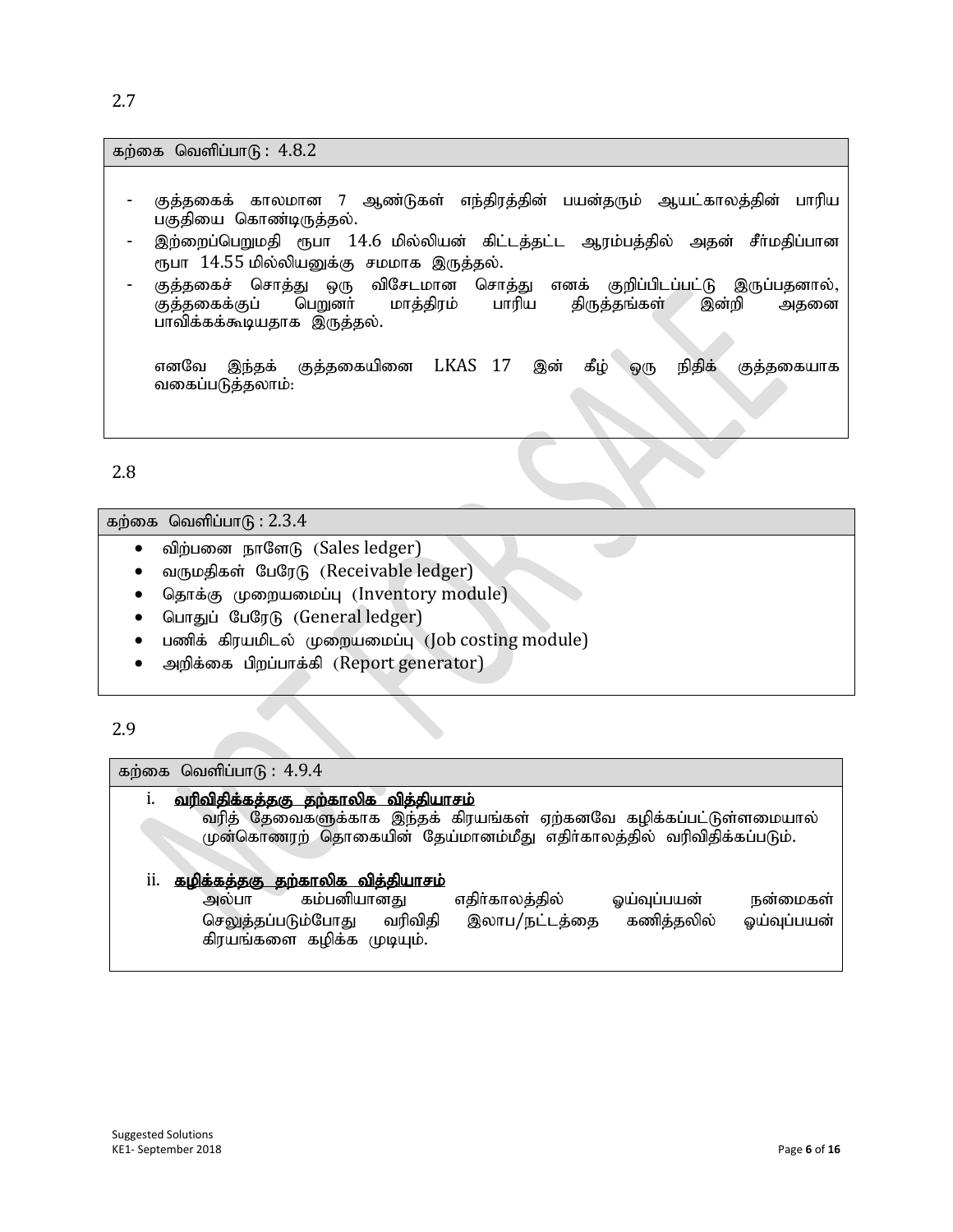2.7

| கற்கை வெளிப்பாடு : 4.8.2 |
|---|
| - குத்தகைக் காலமான 7 ஆண்டுகள் எந்திரத்தின் பயன்தரும் ஆயட்காலத்தின் பாரிய பகுதியை கொண்டிருத்தல்.<br>- இற்றைப்பெறுமதி ரூபா 14.6 மில்லியன் கிட்டத்தட்ட ஆரம்பத்தில் அதன் சீர்மதிப்பான ரூபா 14.55 மில்லியனுக்கு சமமாக இருத்தல்.<br>- குத்தகைச் சொத்து ஒரு விசேடமான சொத்து எனக் குறிப்பிடப்பட்டு இருப்பதனால், குத்தகைக்குப் பெறுனர் மாத்திரம் பாரிய திருத்தங்கள் இன்றி அதனை பாவிக்கக்கூடியதாக இருத்தல்.<br><br>எனவே இந்தக் குத்தகையினை LKAS 17 இன் கீழ் ஒரு நிதிக் குத்தகையாக வகைப்படுத்தலாம். |

2.8

| கற்கை வெளிப்பாடு : 2.3.4 |
|---|
| • விற்பனை நாளேடு (Sales ledger)<br>• வருமதிகள் பேரேடு (Receivable ledger)<br>• தொக்கு முறையமைப்பு (Inventory module)<br>• பொதுப் பேரேடு (General ledger)<br>• பணிக் கிரயமிடல் முறையமைப்பு (Job costing module)<br>• அறிக்கை பிறப்பாக்கி (Report generator) |

2.9

| கற்கை வெளிப்பாடு : 4.9.4 |
|---|
| i. <u>**வரிவிதிக்கத்தகு தற்காலிக வித்தியாசம்**</u><br>வரித் தேவைகளுக்காக இந்தக் கிரயங்கள் ஏற்கனவே கழிக்கப்பட்டுள்ளமையால் முன்கொணரற் தொகையின் தேய்மானம்மீது எதிர்காலத்தில் வரிவிதிக்கப்படும்.<br><br>ii. <u>**கழிக்கத்தகு தற்காலிக வித்தியாசம்**</u><br>அல்பா கம்பனியானது எதிர்காலத்தில் ஓய்வுப்பயன் நன்மைகள் செலுத்தப்படும்போது வரிவிதி இலாப/நட்டத்தை கணித்தலில் ஓய்வுப்பயன் கிரயங்களை கழிக்க முடியும். |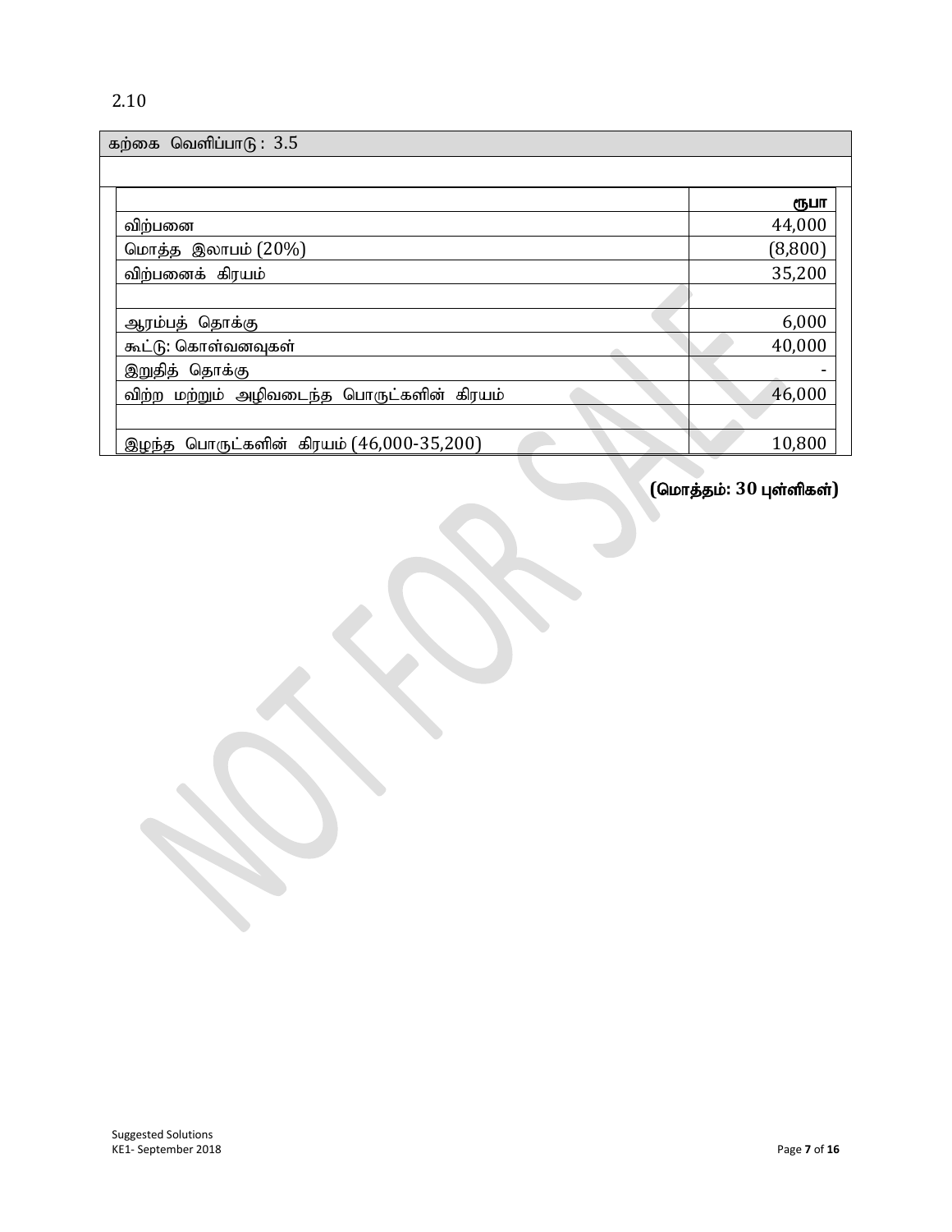2.10

| கற்கை வெளிப்பாடு : 3.5 | |
|---|---|
| | **ரூபா** |
| விற்பனை | 44,000 |
| மொத்த இலாபம் (20%) | (8,800) |
| விற்பனைக் கிரயம் | 35,200 |
| | |
| ஆரம்பத் தொக்கு | 6,000 |
| கூட்டு: கொள்வனவுகள் | 40,000 |
| இறுதித் தொக்கு | - |
| விற்ற மற்றும் அழிவடைந்த பொருட்களின் கிரயம் | 46,000 |
| | |
| இழந்த பொருட்களின் கிரயம் (46,000-35,200) | 10,800 |

**(மொத்தம்: 30 புள்ளிகள்)**

Suggested Solutions
KE1- September 2018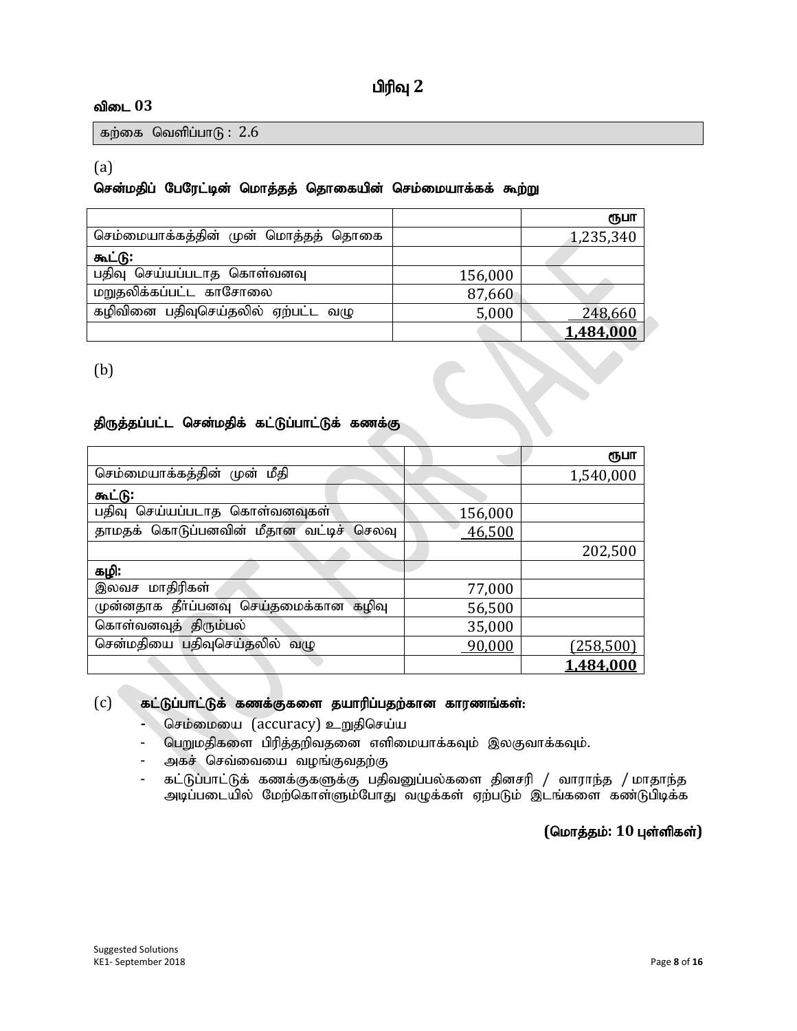# பிரிவு 2

**விடை 03**

கற்கை வெளிப்பாடு : 2.6

(a)

**சென்மதிப் பேரேட்டின் மொத்தத் தொகையின் செம்மையாக்கக் கூற்று**

| | | **ரூபா** |
|---|---|---|
| செம்மையாக்கத்தின் முன் மொத்தத் தொகை | | 1,235,340 |
| **கூட்டு:** | | |
| பதிவு செய்யப்படாத கொள்வனவு | 156,000 | |
| மறுதலிக்கப்பட்ட காசோலை | 87,660 | |
| கழிவினை பதிவுசெய்தலில் ஏற்பட்ட வழு | 5,000 | 248,660 |
| | | **1,484,000** |

(b)

**திருத்தப்பட்ட சென்மதிக் கட்டுப்பாட்டுக் கணக்கு**

| | | **ரூபா** |
|---|---|---|
| செம்மையாக்கத்தின் முன் மீதி | | 1,540,000 |
| **கூட்டு:** | | |
| பதிவு செய்யப்படாத கொள்வனவுகள் | 156,000 | |
| தாமதக் கொடுப்பனவின் மீதான வட்டிச் செலவு | 46,500 | |
| | | 202,500 |
| **கழி:** | | |
| இலவச மாதிரிகள் | 77,000 | |
| முன்னதாக தீர்ப்பனவு செய்தமைக்கான கழிவு | 56,500 | |
| கொள்வனவுத் திரும்பல் | 35,000 | |
| சென்மதியை பதிவுசெய்தலில் வழு | 90,000 | (258,500) |
| | | **1,484,000** |

(c) **கட்டுப்பாட்டுக் கணக்குகளை தயாரிப்பதற்கான காரணங்கள்:**

- செம்மையை (accuracy) உறுதிசெய்ய
- பெறுமதிகளை பிரித்தறிவதனை எளிமையாக்கவும் இலகுவாக்கவும்.
- அகச் செவ்வையை வழங்குவதற்கு
- கட்டுப்பாட்டுக் கணக்குகளுக்கு பதிவனுப்பல்களை தினசரி / வாராந்த / மாதாந்த அடிப்படையில் மேற்கொள்ளும்போது வழுக்கள் ஏற்படும் இடங்களை கண்டுபிடிக்க

**(மொத்தம்: 10 புள்ளிகள்)**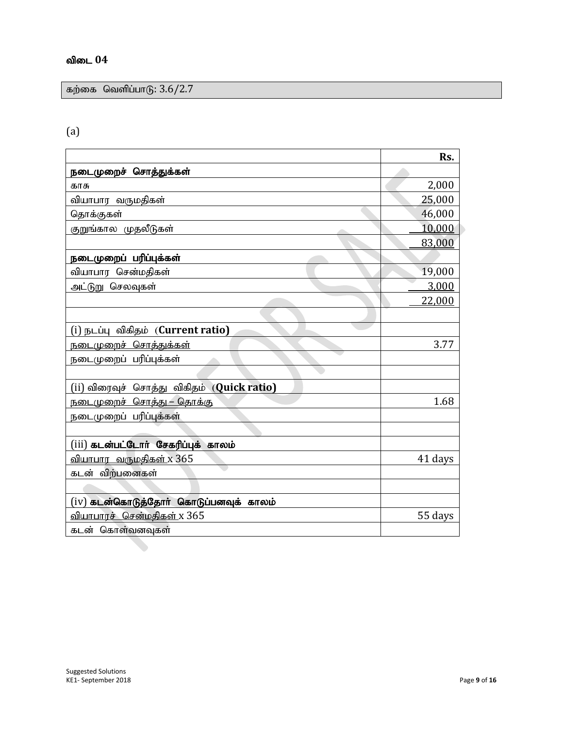### விடை 04

| கற்கை வெளிப்பாடு: 3.6/2.7 |
|---|

(a)

| | Rs. |
|---|---|
| **நடைமுறைச் சொத்துக்கள்** | |
| காசு | 2,000 |
| வியாபார வருமதிகள் | 25,000 |
| தொக்குகள் | 46,000 |
| குறுங்கால முதலீடுகள் | 10,000 |
| | 83,000 |
| **நடைமுறைப் பரிப்புக்கள்** | |
| வியாபார சென்மதிகள் | 19,000 |
| அட்டுறு செலவுகள் | 3,000 |
| | 22,000 |
| | |
| (i) நடப்பு விகிதம் (**Current ratio)** | |
| நடைமுறைச் சொத்துக்கள் | 3.77 |
| நடைமுறைப் பரிப்புக்கள் | |
| | |
| (ii) விரைவுச் சொத்து விகிதம் (**Quick ratio)** | |
| நடைமுறைச் சொத்து – தொக்கு | 1.68 |
| நடைமுறைப் பரிப்புக்கள் | |
| | |
| (iii) **கடன்பட்டோர் சேகரிப்புக் காலம்** | |
| வியாபார வருமதிகள் x 365 | 41 days |
| கடன் விற்பனைகள் | |
| | |
| (iv) **கடன்கொடுத்தோர் கொடுப்பனவுக் காலம்** | |
| வியாபாரச் சென்மதிகள் x 365 | 55 days |
| கடன் கொள்வனவுகள் | |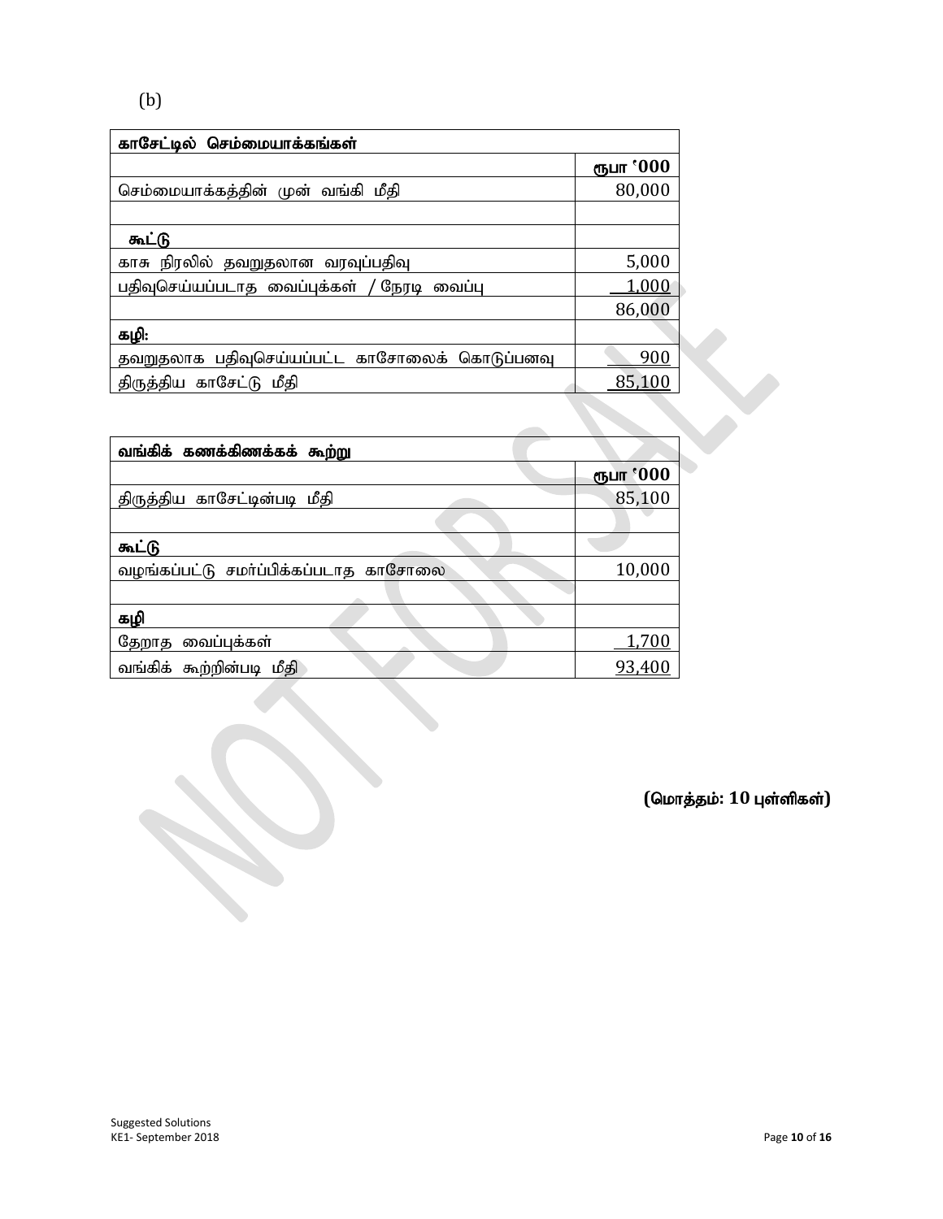(b)

| காசேட்டில் செம்மையாக்கங்கள் | |
|---|---|
| | ரூபா '000 |
| செம்மையாக்கத்தின் முன் வங்கி மீதி | 80,000 |
| | |
| **கூட்டு** | |
| காசு நிரலில் தவறுதலான வரவுப்பதிவு | 5,000 |
| பதிவுசெய்யப்படாத வைப்புக்கள் / நேரடி வைப்பு | 1,000 |
| | 86,000 |
| **கழி:** | |
| தவறுதலாக பதிவுசெய்யப்பட்ட காசோலைக் கொடுப்பனவு | 900 |
| திருத்திய காசேட்டு மீதி | 85,100 |

| வங்கிக் கணக்கிணக்கக் கூற்று | |
|---|---|
| | ரூபா '000 |
| திருத்திய காசேட்டின்படி மீதி | 85,100 |
| | |
| **கூட்டு** | |
| வழங்கப்பட்டு சமர்ப்பிக்கப்படாத காசோலை | 10,000 |
| | |
| **கழி** | |
| தேறாத வைப்புக்கள் | 1,700 |
| வங்கிக் கூற்றின்படி மீதி | 93,400 |

**(மொத்தம்: 10 புள்ளிகள்)**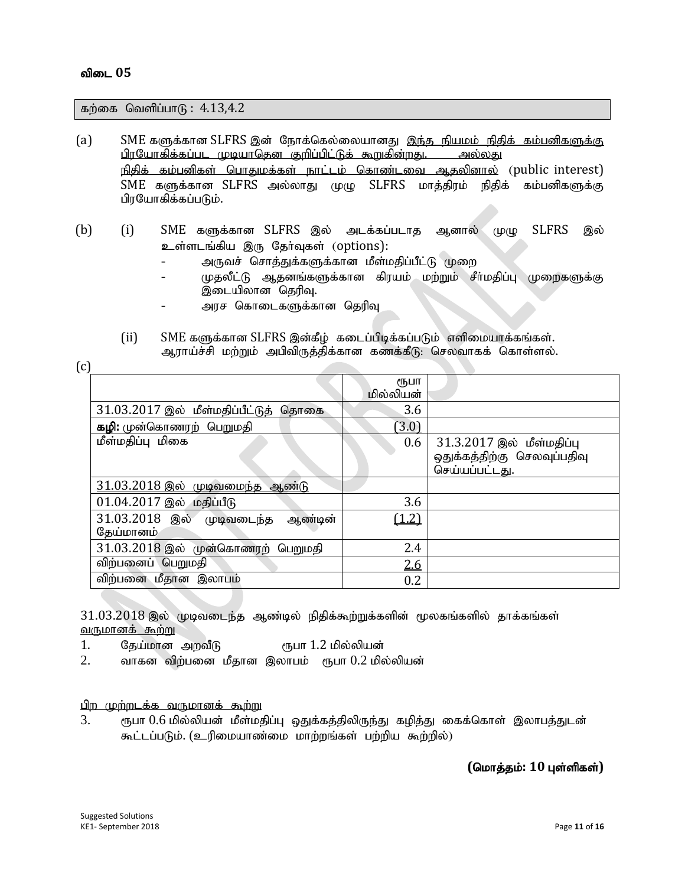## விடை 05

| கற்கை வெளிப்பாடு : 4.13,4.2 |
|---|

(a) SME களுக்கான SLFRS இன் நோக்கெல்லையானது இந்த நியமம் நிதிக் கம்பனிகளுக்கு பிரயோகிக்கப்பட முடியாதென குறிப்பிட்டுக் கூறுகின்றது. அல்லது
நிதிக் கம்பனிகள் பொதுமக்கள் நாட்டம் கொண்டவை ஆதலினால் (public interest) SME களுக்கான SLFRS அல்லாது முழு SLFRS மாத்திரம் நிதிக் கம்பனிகளுக்கு பிரயோகிக்கப்படும்.

(b) (i) SME களுக்கான SLFRS இல் அடக்கப்படாத ஆனால் முழு SLFRS இல் உள்ளடங்கிய இரு தேர்வுகள் (options):

- அருவச் சொத்துக்களுக்கான மீள்மதிப்பீட்டு முறை
- முதலீட்டு ஆதனங்களுக்கான கிரயம் மற்றும் சீர்மதிப்பு முறைகளுக்கு இடையிலான தெரிவு.
- அரச கொடைகளுக்கான தெரிவு

(ii) SME களுக்கான SLFRS இன்கீழ் கடைப்பிடிக்கப்படும் எளிமையாக்கங்கள்.
ஆராய்ச்சி மற்றும் அபிவிருத்திக்கான கணக்கீடு: செலவாகக் கொள்ளல்.

(c)

| | ரூபா மில்லியன் | |
|---|---|---|
| 31.03.2017 இல் மீள்மதிப்பீட்டுத் தொகை | 3.6 | |
| **கழி:** முன்கொணரற் பெறுமதி | (3.0) | |
| மீள்மதிப்பு மிகை | 0.6 | 31.3.2017 இல் மீள்மதிப்பு ஒதுக்கத்திற்கு செலவுப்பதிவு செய்யப்பட்டது. |
| 31.03.2018 இல் முடிவமைந்த ஆண்டு | | |
| 01.04.2017 இல் மதிப்பீடு | 3.6 | |
| 31.03.2018 இல் முடிவடைந்த ஆண்டின் தேய்மானம் | (1.2) | |
| 31.03.2018 இல் முன்கொணரற் பெறுமதி | 2.4 | |
| விற்பனைப் பெறுமதி | 2.6 | |
| விற்பனை மீதான இலாபம் | 0.2 | |

31.03.2018 இல் முடிவடைந்த ஆண்டில் நிதிக்கூற்றுக்களின் மூலகங்களில் தாக்கங்கள்
வருமானக் கூற்று

1. தேய்மான அறவீடு ரூபா 1.2 மில்லியன்
2. வாகன விற்பனை மீதான இலாபம் ரூபா 0.2 மில்லியன்

பிற முற்றடக்க வருமானக் கூற்று

3. ரூபா 0.6 மில்லியன் மீள்மதிப்பு ஒதுக்கத்திலிருந்து கழித்து கைக்கொள் இலாபத்துடன் கூட்டப்படும். (உரிமையாண்மை மாற்றங்கள் பற்றிய கூற்றில்)

**(மொத்தம்: 10 புள்ளிகள்)**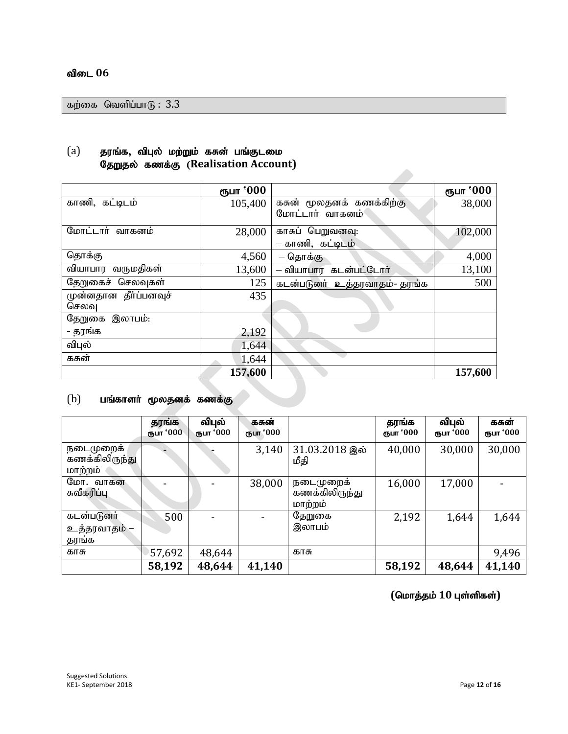### விடை 06

கற்கை வெளிப்பாடு : 3.3

(a) **தரங்க, விபுல் மற்றும் கசுன் பங்குடமை**
**தேறுதல் கணக்கு (Realisation Account)**

| | ரூபா '000 | | ரூபா '000 |
|---|---|---|---|
| காணி, கட்டிடம் | 105,400 | கசுன் மூலதனக் கணக்கிற்கு மோட்டார் வாகனம் | 38,000 |
| மோட்டார் வாகனம் | 28,000 | காசுப் பெறுவனவு:<br>– காணி, கட்டிடம் | 102,000 |
| தொக்கு | 4,560 | – தொக்கு | 4,000 |
| வியாபார வருமதிகள் | 13,600 | – வியாபார கடன்பட்டோர் | 13,100 |
| தேறுகைச் செலவுகள் | 125 | கடன்படுனர் உத்தரவாதம்- தரங்க | 500 |
| முன்னதான தீர்ப்பனவுச் செலவு | 435 | | |
| தேறுகை இலாபம்:<br>- தரங்க | 2,192 | | |
| விபுல் | 1,644 | | |
| கசுன் | 1,644 | | |
| | **157,600** | | **157,600** |

(b) **பங்காளர் மூலதனக் கணக்கு**

| | தரங்க ரூபா '000 | விபுல் ரூபா '000 | கசுன் ரூபா '000 | | தரங்க ரூபா '000 | விபுல் ரூபா '000 | கசுன் ரூபா '000 |
|---|---|---|---|---|---|---|---|
| நடைமுறைக் கணக்கிலிருந்து மாற்றம் | - | - | 3,140 | 31.03.2018 இல் மீதி | 40,000 | 30,000 | 30,000 |
| மோ. வாகன சுவீகரிப்பு | - | - | 38,000 | நடைமுறைக் கணக்கிலிருந்து மாற்றம் | 16,000 | 17,000 | - |
| கடன்படுனர் உத்தரவாதம் – தரங்க | 500 | - | - | தேறுகை இலாபம் | 2,192 | 1,644 | 1,644 |
| காசு | 57,692 | 48,644 | | காசு | | | 9,496 |
| | **58,192** | **48,644** | **41,140** | | **58,192** | **48,644** | **41,140** |

**(மொத்தம் 10 புள்ளிகள்)**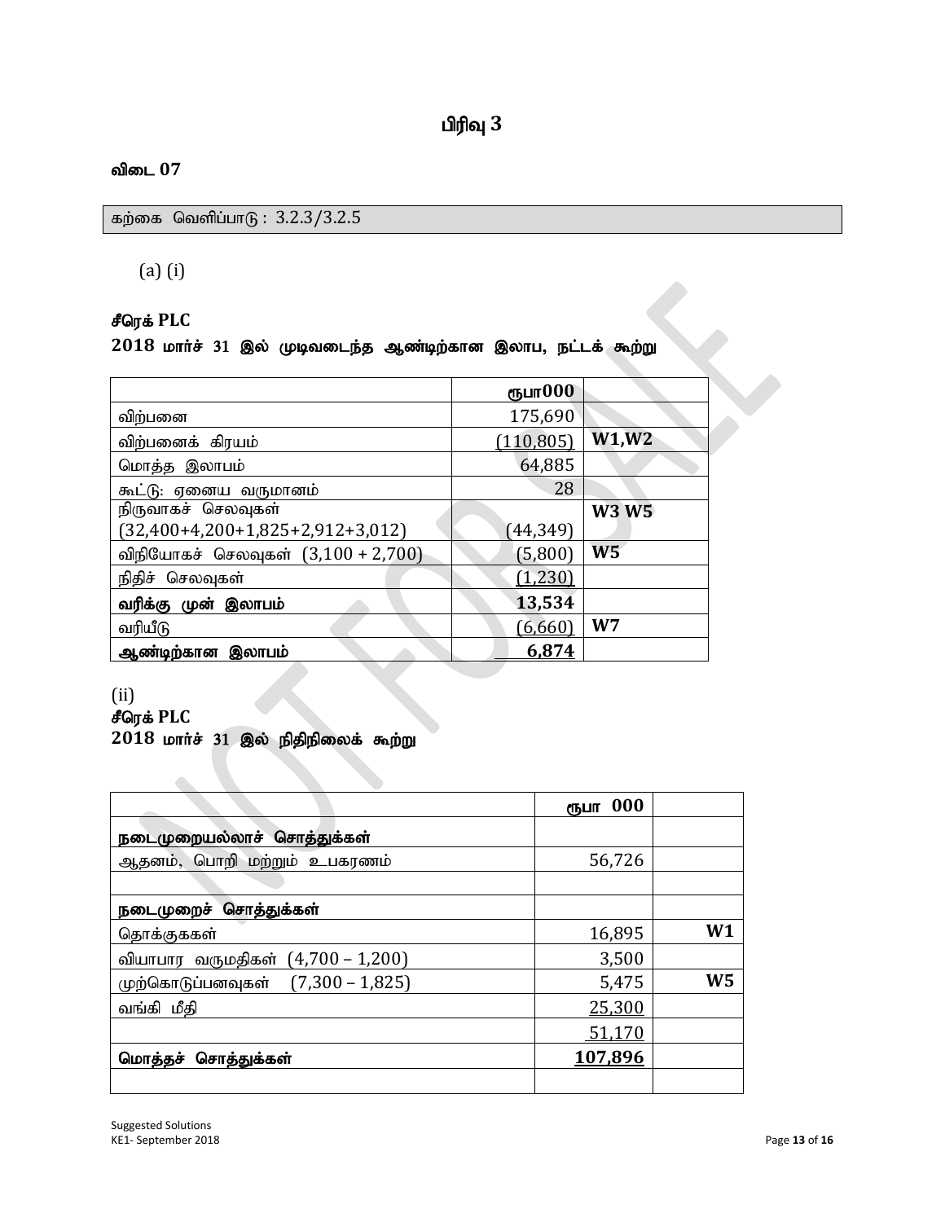## பிரிவு 3

### விடை 07

| கற்கை வெளிப்பாடு : 3.2.3/3.2.5 |
|---|

(a) (i)

**சீரெக் PLC**

**2018 மார்ச் 31 இல் முடிவடைந்த ஆண்டிற்கான இலாப, நட்டக் கூற்று**

| | ரூபா000 | |
|---|---|---|
| விற்பனை | 175,690 | |
| விற்பனைக் கிரயம் | (110,805) | **W1,W2** |
| மொத்த இலாபம் | 64,885 | |
| கூட்டு: ஏனைய வருமானம் | 28 | |
| நிருவாகச் செலவுகள் (32,400+4,200+1,825+2,912+3,012) | (44,349) | **W3 W5** |
| விநியோகச் செலவுகள் (3,100 + 2,700) | (5,800) | **W5** |
| நிதிச் செலவுகள் | (1,230) | |
| **வரிக்கு முன் இலாபம்** | **13,534** | |
| வரியீடு | (6,660) | **W7** |
| **ஆண்டிற்கான இலாபம்** | **6,874** | |

(ii)

**சீரெக் PLC**

**2018 மார்ச் 31 இல் நிதிநிலைக் கூற்று**

| | ரூபா 000 | |
|---|---|---|
| **நடைமுறையல்லாச் சொத்துக்கள்** | | |
| ஆதனம், பொறி மற்றும் உபகரணம் | 56,726 | |
| | | |
| **நடைமுறைச் சொத்துக்கள்** | | |
| தொக்குககள் | 16,895 | **W1** |
| வியாபார வருமதிகள் (4,700 – 1,200) | 3,500 | |
| முற்கொடுப்பனவுகள் (7,300 – 1,825) | 5,475 | **W5** |
| வங்கி மீதி | 25,300 | |
| | 51,170 | |
| **மொத்தச் சொத்துக்கள்** | **107,896** | |
| | | |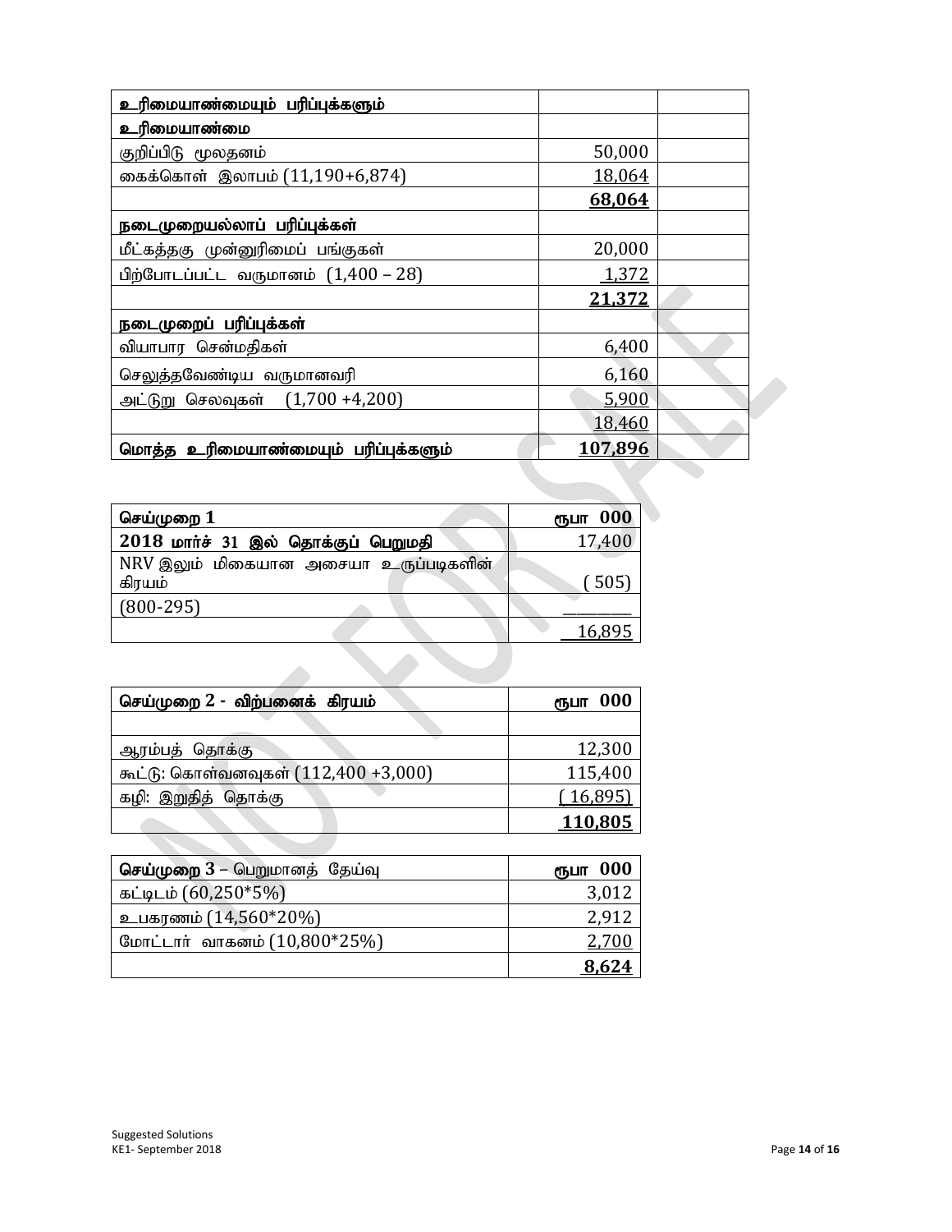| **உரிமையாண்மையும் பரிப்புக்களும்** | | |
|---|---|---|
| **உரிமையாண்மை** | | |
| குறிப்பிடு மூலதனம் | 50,000 | |
| கைக்கொள் இலாபம் (11,190+6,874) | 18,064 | |
| | **68,064** | |
| **நடைமுறையல்லாப் பரிப்புக்கள்** | | |
| மீட்கத்தகு முன்னுரிமைப் பங்குகள் | 20,000 | |
| பிற்போடப்பட்ட வருமானம் (1,400 – 28) | 1,372 | |
| | **21,372** | |
| **நடைமுறைப் பரிப்புக்கள்** | | |
| வியாபார சென்மதிகள் | 6,400 | |
| செலுத்தவேண்டிய வருமானவரி | 6,160 | |
| அட்டுறு செலவுகள் (1,700 +4,200) | 5,900 | |
| | 18,460 | |
| **மொத்த உரிமையாண்மையும் பரிப்புக்களும்** | **107,896** | |

| **செய்முறை 1** | **ரூபா 000** |
|---|---|
| **2018 மார்ச் 31 இல் தொக்குப் பெறுமதி** | 17,400 |
| NRV இலும் மிகையான அசையா உருப்படிகளின் கிரயம் | ( 505) |
| (800-295) | |
| | 16,895 |

| **செய்முறை 2 - விற்பனைக் கிரயம்** | **ரூபா 000** |
|---|---|
| | |
| ஆரம்பத் தொக்கு | 12,300 |
| கூட்டு: கொள்வனவுகள் (112,400 +3,000) | 115,400 |
| கழி: இறுதித் தொக்கு | ( 16,895) |
| | **110,805** |

| **செய்முறை 3** – பெறுமானத் தேய்வு | **ரூபா 000** |
|---|---|
| கட்டிடம் (60,250*5%) | 3,012 |
| உபகரணம் (14,560*20%) | 2,912 |
| மோட்டார் வாகனம் (10,800*25%) | 2,700 |
| | **8,624** |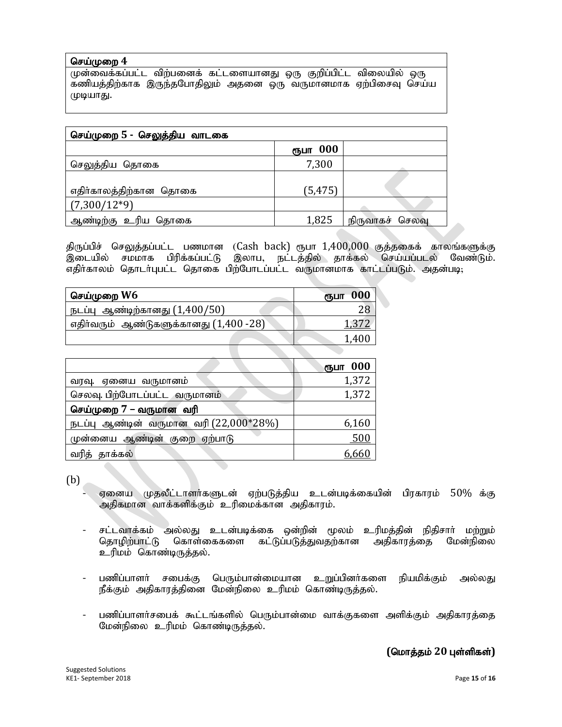| செய்முறை 4 |
|---|
| முன்வைக்கப்பட்ட விற்பனைக் கட்டளையானது ஒரு குறிப்பிட்ட விலையில் ஒரு கணியத்திற்காக இருந்தபோதிலும் அதனை ஒரு வருமானமாக ஏற்பிசைவு செய்ய முடியாது. |

| செய்முறை 5 - செலுத்திய வாடகை | | |
|---|---|---|
| | ரூபா 000 | |
| செலுத்திய தொகை | 7,300 | |
| எதிர்காலத்திற்கான தொகை | (5,475) | |
| (7,300/12*9) | | |
| ஆண்டிற்கு உரிய தொகை | 1,825 | நிருவாகச் செலவு |

திருப்பிச் செலுத்தப்பட்ட பணமான (Cash back) ரூபா 1,400,000 குத்தகைக் காலங்களுக்கு இடையில் சமமாக பிரிக்கப்பட்டு இலாப, நட்டத்தில் தாக்கல் செய்யப்படல் வேண்டும். எதிர்காலம் தொடர்புபட்ட தொகை பிற்போடப்பட்ட வருமானமாக காட்டப்படும். அதன்படி;

| செய்முறை W6 | ரூபா 000 |
|---|---|
| நடப்பு ஆண்டிற்கானது (1,400/50) | 28 |
| எதிர்வரும் ஆண்டுகளுக்கானது (1,400 -28) | 1,372 |
| | 1,400 |

| | ரூபா 000 |
|---|---|
| வரவு. ஏனைய வருமானம் | 1,372 |
| செலவு. பிற்போடப்பட்ட வருமானம் | 1,372 |
| **செய்முறை 7 – வருமான வரி** | |
| நடப்பு ஆண்டின் வருமான வரி (22,000*28%) | 6,160 |
| முன்னைய ஆண்டின் குறை ஏற்பாடு | 500 |
| வரித் தாக்கல் | 6,660 |

(b)

- ஏனைய முதலீட்டாளர்களுடன் ஏற்படுத்திய உடன்படிக்கையின் பிரகாரம் 50% க்கு அதிகமான வாக்களிக்கும் உரிமைக்கான அதிகாரம்.
- சட்டவாக்கம் அல்லது உடன்படிக்கை ஒன்றின் மூலம் உரிமத்தின் நிதிசார் மற்றும் தொழிற்பாட்டு கொள்கைகளை கட்டுப்படுத்துவதற்கான அதிகாரத்தை மேன்நிலை உரிமம் கொண்டிருத்தல்.
- பணிப்பாளர் சபைக்கு பெரும்பான்மையான உறுப்பினர்களை நியமிக்கும் அல்லது நீக்கும் அதிகாரத்தினை மேன்நிலை உரிமம் கொண்டிருத்தல்.
- பணிப்பாளர்சபைக் கூட்டங்களில் பெரும்பான்மை வாக்குகளை அளிக்கும் அதிகாரத்தை மேன்நிலை உரிமம் கொண்டிருத்தல்.

**(மொத்தம் 20 புள்ளிகள்)**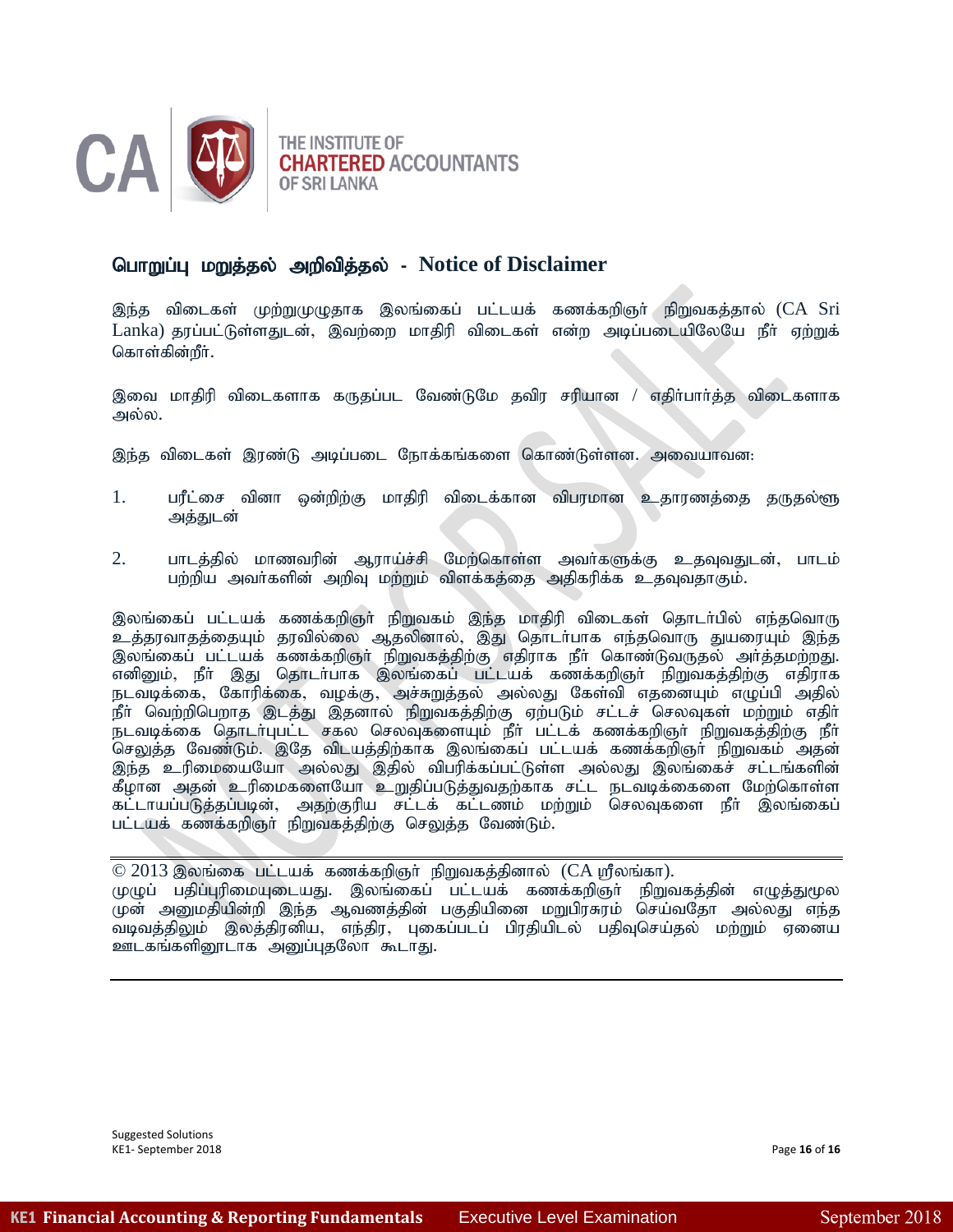## பொறுப்பு மறுத்தல் அறிவித்தல் - Notice of Disclaimer

இந்த விடைகள் முற்றுமுழுதாக இலங்கைப் பட்டயக் கணக்கறிஞர் நிறுவகத்தால் (CA Sri Lanka) தரப்பட்டுள்ளதுடன், இவற்றை மாதிரி விடைகள் என்ற அடிப்படையிலேயே நீர் ஏற்றுக் கொள்கின்றீர்.

இவை மாதிரி விடைகளாக கருதப்பட வேண்டுமே தவிர சரியான / எதிர்பார்த்த விடைகளாக அல்ல.

இந்த விடைகள் இரண்டு அடிப்படை நோக்கங்களை கொண்டுள்ளன. அவையாவன:

1. பரீட்சை வினா ஒன்றிற்கு மாதிரி விடைக்கான விபரமான உதாரணத்தை தருதல்ளூ அத்துடன்

2. பாடத்தில் மாணவரின் ஆராய்ச்சி மேற்கொள்ள அவர்களுக்கு உதவுவதுடன், பாடம் பற்றிய அவர்களின் அறிவு மற்றும் விளக்கத்தை அதிகரிக்க உதவுவதாகும்.

இலங்கைப் பட்டயக் கணக்கறிஞர் நிறுவகம் இந்த மாதிரி விடைகள் தொடர்பில் எந்தவொரு உத்தரவாதத்தையும் தரவில்லை ஆதலினால், இது தொடர்பாக எந்தவொரு துயரையும் இந்த இலங்கைப் பட்டயக் கணக்கறிஞர் நிறுவகத்திற்கு எதிராக நீர் கொண்டுவருதல் அர்த்தமற்றது. எனினும், நீர் இது தொடர்பாக இலங்கைப் பட்டயக் கணக்கறிஞர் நிறுவகத்திற்கு எதிராக நடவடிக்கை, கோரிக்கை, வழக்கு, அச்சுறுத்தல் அல்லது கேள்வி எதனையும் எழுப்பி அதில் நீர் வெற்றிபெறாத இடத்து இதனால் நிறுவகத்திற்கு ஏற்படும் சட்டச் செலவுகள் மற்றும் எதிர் நடவடிக்கை தொடர்புபட்ட சகல செலவுகளையும் நீர் பட்டக் கணக்கறிஞர் நிறுவகத்திற்கு நீர் செலுத்த வேண்டும். இதே விடயத்திற்காக இலங்கைப் பட்டயக் கணக்கறிஞர் நிறுவகம் அதன் இந்த உரிமையையோ அல்லது இதில் விபரிக்கப்பட்டுள்ள அல்லது இலங்கைச் சட்டங்களின் கீழான அதன் உரிமைகளையோ உறுதிப்படுத்துவதற்காக சட்ட நடவடிக்கைகளை மேற்கொள்ள கட்டாயப்படுத்தப்படின், அதற்குரிய சட்டக் கட்டணம் மற்றும் செலவுகளை நீர் இலங்கைப் பட்டயக் கணக்கறிஞர் நிறுவகத்திற்கு செலுத்த வேண்டும்.

---

© 2013 இலங்கை பட்டயக் கணக்கறிஞர் நிறுவகத்தினால் (CA ஸ்ரீலங்கா).
முழுப் பதிப்புரிமையுடையது. இலங்கைப் பட்டயக் கணக்கறிஞர் நிறுவகத்தின் எழுத்துமூல முன் அனுமதியின்றி இந்த ஆவணத்தின் பகுதியினை மறுபிரசுரம் செய்வதோ அல்லது எந்த வடிவத்திலும் இலத்திரனிய, எந்திர, புகைப்படப் பிரதியிடல் பதிவுசெய்தல் மற்றும் ஏனைய ஊடகங்களினூடாக அனுப்புதலோ கூடாது.